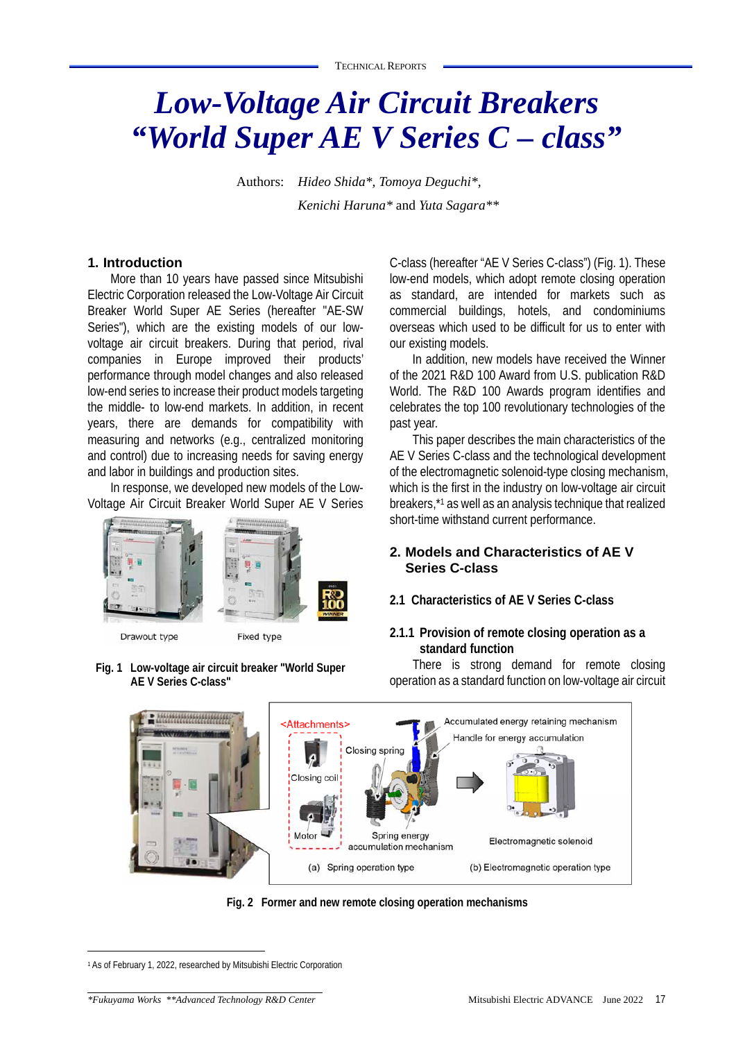# Low-Voltage Air Circuit Breakers "World Super AE V Series C – class"

Authors: *Hideo Shida*\*, *Tomoya Deguchi*\*, *Kenichi Haruna*\* and *Yuta Sagara*\*\*

## 1. Introduction

More than 10 years have passed since Mitsubishi Electric Corporation released the Low-Voltage Air Circuit Breaker World Super AE Series (hereafter "AE-SW Series"), which are the existing models of our low-voltage air circuit breakers. During that period, rival companies in Europe improved their products' performance through model changes and also released low-end series to increase their product models targeting the middle- to low-end markets. In addition, in recent years, there are demands for compatibility with measuring and networks (e.g., centralized monitoring and control) due to increasing needs for saving energy and labor in buildings and production sites.

In response, we developed new models of the Low-Voltage Air Circuit Breaker World Super AE V Series C-class (hereafter "AE V Series C-class") (Fig. 1). These low-end models, which adopt remote closing operation as standard, are intended for markets such as commercial buildings, hotels, and condominiums overseas which used to be difficult for us to enter with our existing models.

Drawout type    Fixed type

**Fig. 1 Low-voltage air circuit breaker "World Super AE V Series C-class"**

In addition, new models have received the Winner of the 2021 R&D 100 Award from U.S. publication R&D World. The R&D 100 Awards program identifies and celebrates the top 100 revolutionary technologies of the past year.

This paper describes the main characteristics of the AE V Series C-class and the technological development of the electromagnetic solenoid-type closing mechanism, which is the first in the industry on low-voltage air circuit breakers,\*[1] as well as an analysis technique that realized short-time withstand current performance.

## 2. Models and Characteristics of AE V Series C-class

### 2.1 Characteristics of AE V Series C-class

#### 2.1.1 Provision of remote closing operation as a standard function

There is strong demand for remote closing operation as a standard function on low-voltage air circuit

<Attachments> Closing coil, Motor, Closing spring, Spring energy accumulation mechanism, Accumulated energy retaining mechanism, Handle for energy accumulation, Electromagnetic solenoid

(a) Spring operation type    (b) Electromagnetic operation type

**Fig. 2 Former and new remote closing operation mechanisms**

[1] As of February 1, 2022, researched by Mitsubishi Electric Corporation

*\*Fukuyama Works \*\*Advanced Technology R&D Center*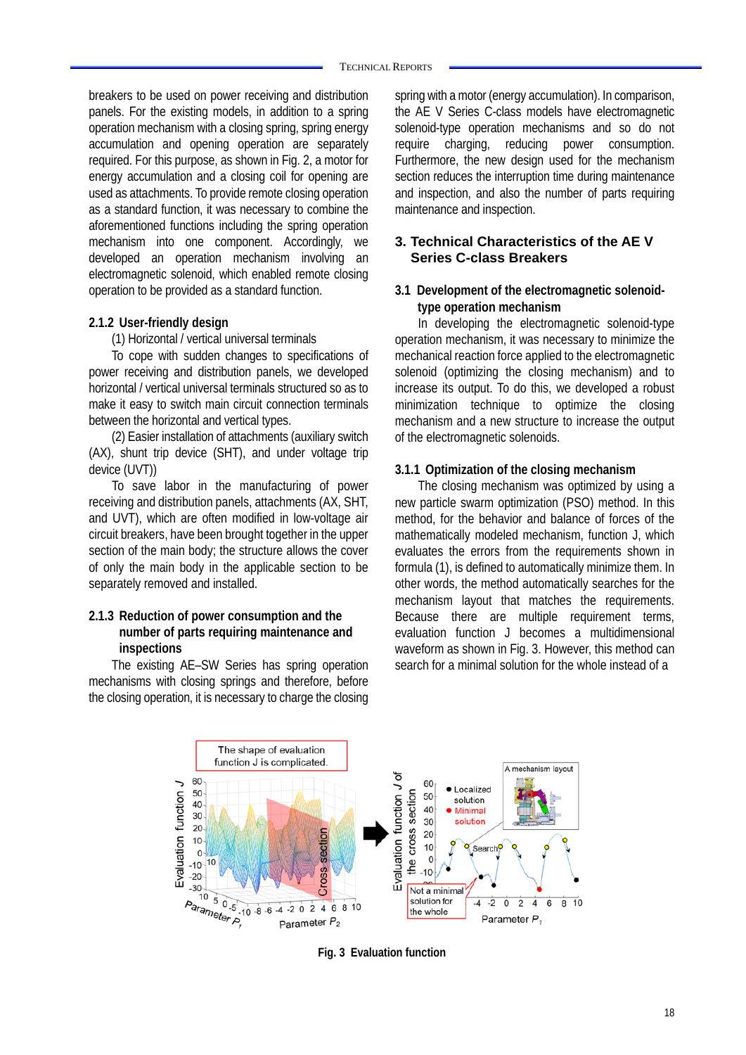breakers to be used on power receiving and distribution panels. For the existing models, in addition to a spring operation mechanism with a closing spring, spring energy accumulation and opening operation are separately required. For this purpose, as shown in Fig. 2, a motor for energy accumulation and a closing coil for opening are used as attachments. To provide remote closing operation as a standard function, it was necessary to combine the aforementioned functions including the spring operation mechanism into one component. Accordingly, we developed an operation mechanism involving an electromagnetic solenoid, which enabled remote closing operation to be provided as a standard function.

### 2.1.2 User-friendly design

(1) Horizontal / vertical universal terminals

To cope with sudden changes to specifications of power receiving and distribution panels, we developed horizontal / vertical universal terminals structured so as to make it easy to switch main circuit connection terminals between the horizontal and vertical types.

(2) Easier installation of attachments (auxiliary switch (AX), shunt trip device (SHT), and under voltage trip device (UVT))

To save labor in the manufacturing of power receiving and distribution panels, attachments (AX, SHT, and UVT), which are often modified in low-voltage air circuit breakers, have been brought together in the upper section of the main body; the structure allows the cover of only the main body in the applicable section to be separately removed and installed.

### 2.1.3 Reduction of power consumption and the number of parts requiring maintenance and inspections

The existing AE–SW Series has spring operation mechanisms with closing springs and therefore, before the closing operation, it is necessary to charge the closing spring with a motor (energy accumulation). In comparison, the AE V Series C-class models have electromagnetic solenoid-type operation mechanisms and so do not require charging, reducing power consumption. Furthermore, the new design used for the mechanism section reduces the interruption time during maintenance and inspection, and also the number of parts requiring maintenance and inspection.

## 3. Technical Characteristics of the AE V Series C-class Breakers

### 3.1 Development of the electromagnetic solenoid-type operation mechanism

In developing the electromagnetic solenoid-type operation mechanism, it was necessary to minimize the mechanical reaction force applied to the electromagnetic solenoid (optimizing the closing mechanism) and to increase its output. To do this, we developed a robust minimization technique to optimize the closing mechanism and a new structure to increase the output of the electromagnetic solenoids.

### 3.1.1 Optimization of the closing mechanism

The closing mechanism was optimized by using a new particle swarm optimization (PSO) method. In this method, for the behavior and balance of forces of the mathematically modeled mechanism, function J, which evaluates the errors from the requirements shown in formula (1), is defined to automatically minimize them. In other words, the method automatically searches for the mechanism layout that matches the requirements. Because there are multiple requirement terms, evaluation function J becomes a multidimensional waveform as shown in Fig. 3. However, this method can search for a minimal solution for the whole instead of a

**Fig. 3 Evaluation function**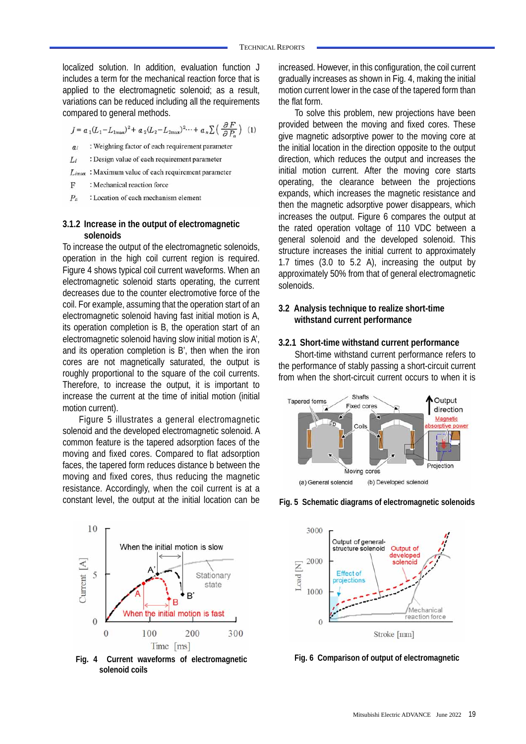localized solution. In addition, evaluation function J includes a term for the mechanical reaction force that is applied to the electromagnetic solenoid; as a result, variations can be reduced including all the requirements compared to general methods.

$$J = a_1(L_1 - L_{1max})^2 + a_2(L_2 - L_{2max})^2 \cdots + a_n \sum \left( \frac{\partial F}{\partial P_n} \right) \quad (1)$$

$a_i$ : Weighting factor of each requirement parameter

$L_i$ : Design value of each requirement parameter

$L_{imax}$ : Maximum value of each requirement parameter

F : Mechanical reaction force

$P_n$ : Location of each mechanism element

### 3.1.2 Increase in the output of electromagnetic solenoids

To increase the output of the electromagnetic solenoids, operation in the high coil current region is required. Figure 4 shows typical coil current waveforms. When an electromagnetic solenoid starts operating, the current decreases due to the counter electromotive force of the coil. For example, assuming that the operation start of an electromagnetic solenoid having fast initial motion is A, its operation completion is B, the operation start of an electromagnetic solenoid having slow initial motion is A', and its operation completion is B', then when the iron cores are not magnetically saturated, the output is roughly proportional to the square of the coil currents. Therefore, to increase the output, it is important to increase the current at the time of initial motion (initial motion current).

Figure 5 illustrates a general electromagnetic solenoid and the developed electromagnetic solenoid. A common feature is the tapered adsorption faces of the moving and fixed cores. Compared to flat adsorption faces, the tapered form reduces distance b between the moving and fixed cores, thus reducing the magnetic resistance. Accordingly, when the coil current is at a constant level, the output at the initial location can be increased. However, in this configuration, the coil current gradually increases as shown in Fig. 4, making the initial motion current lower in the case of the tapered form than the flat form.

To solve this problem, new projections have been provided between the moving and fixed cores. These give magnetic adsorptive power to the moving core at the initial location in the direction opposite to the output direction, which reduces the output and increases the initial motion current. After the moving core starts operating, the clearance between the projections expands, which increases the magnetic resistance and then the magnetic adsorptive power disappears, which increases the output. Figure 6 compares the output at the rated operation voltage of 110 VDC between a general solenoid and the developed solenoid. This structure increases the initial current to approximately 1.7 times (3.0 to 5.2 A), increasing the output by approximately 50% from that of general electromagnetic solenoids.

Fig. 4 Current waveforms of electromagnetic solenoid coils

Fig. 5 Schematic diagrams of electromagnetic solenoids

Fig. 6 Comparison of output of electromagnetic

## 3.2 Analysis technique to realize short-time withstand current performance

### 3.2.1 Short-time withstand current performance

Short-time withstand current performance refers to the performance of stably passing a short-circuit current from when the short-circuit current occurs to when it is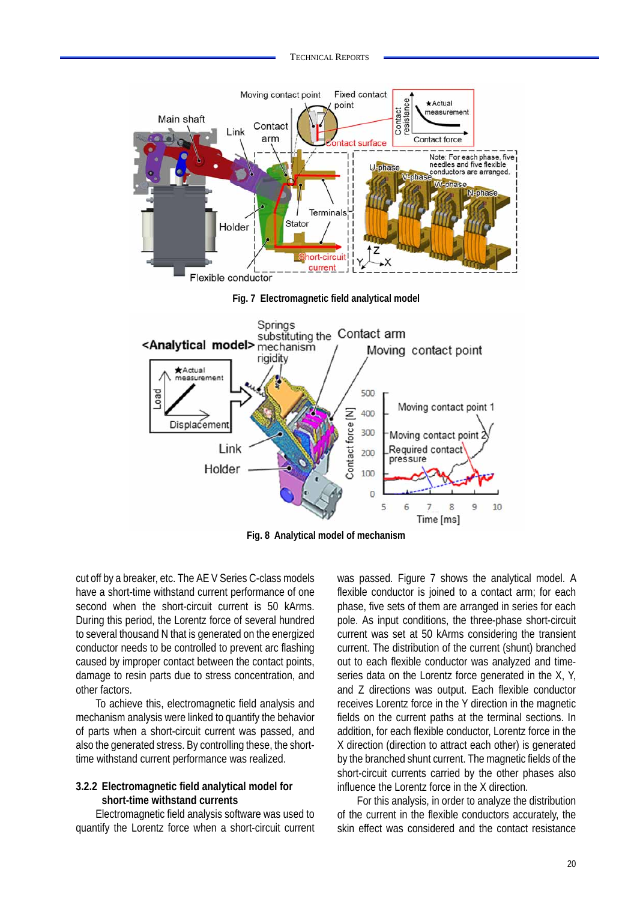Fig. 7  Electromagnetic field analytical model

Fig. 8  Analytical model of mechanism

cut off by a breaker, etc. The AE V Series C-class models have a short-time withstand current performance of one second when the short-circuit current is 50 kArms. During this period, the Lorentz force of several hundred to several thousand N that is generated on the energized conductor needs to be controlled to prevent arc flashing caused by improper contact between the contact points, damage to resin parts due to stress concentration, and other factors.

To achieve this, electromagnetic field analysis and mechanism analysis were linked to quantify the behavior of parts when a short-circuit current was passed, and also the generated stress. By controlling these, the short-time withstand current performance was realized.

### 3.2.2 Electromagnetic field analytical model for short-time withstand currents

Electromagnetic field analysis software was used to quantify the Lorentz force when a short-circuit current was passed. Figure 7 shows the analytical model. A flexible conductor is joined to a contact arm; for each phase, five sets of them are arranged in series for each pole. As input conditions, the three-phase short-circuit current was set at 50 kArms considering the transient current. The distribution of the current (shunt) branched out to each flexible conductor was analyzed and time-series data on the Lorentz force in the X, Y, and Z directions was output. Each flexible conductor receives Lorentz force in the Y direction in the magnetic fields on the current paths at the terminal sections. In addition, for each flexible conductor, Lorentz force in the X direction (direction to attract each other) is generated by the branched shunt current. The magnetic fields of the short-circuit currents carried by the other phases also influence the Lorentz force in the X direction.

For this analysis, in order to analyze the distribution of the current in the flexible conductors accurately, the skin effect was considered and the contact resistance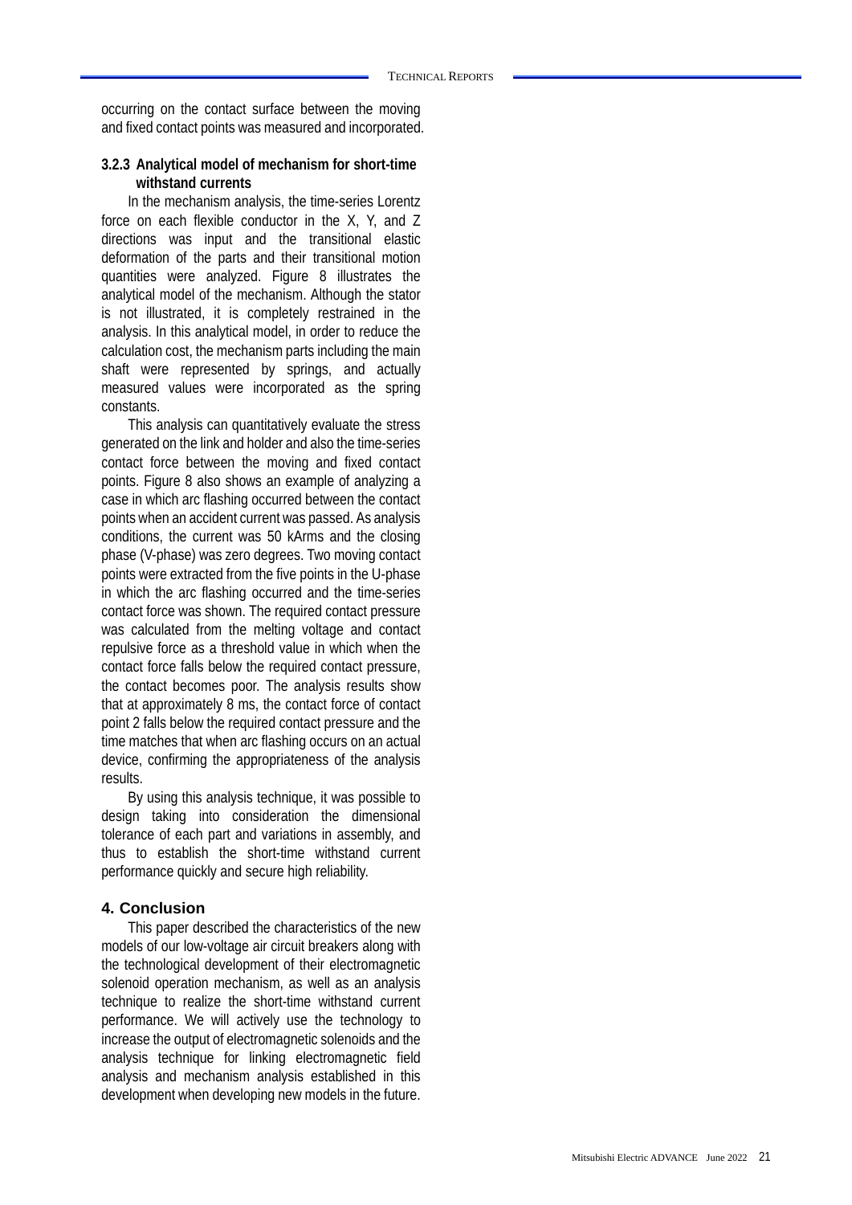occurring on the contact surface between the moving and fixed contact points was measured and incorporated.

### 3.2.3 Analytical model of mechanism for short-time withstand currents

In the mechanism analysis, the time-series Lorentz force on each flexible conductor in the X, Y, and Z directions was input and the transitional elastic deformation of the parts and their transitional motion quantities were analyzed. Figure 8 illustrates the analytical model of the mechanism. Although the stator is not illustrated, it is completely restrained in the analysis. In this analytical model, in order to reduce the calculation cost, the mechanism parts including the main shaft were represented by springs, and actually measured values were incorporated as the spring constants.

This analysis can quantitatively evaluate the stress generated on the link and holder and also the time-series contact force between the moving and fixed contact points. Figure 8 also shows an example of analyzing a case in which arc flashing occurred between the contact points when an accident current was passed. As analysis conditions, the current was 50 kArms and the closing phase (V-phase) was zero degrees. Two moving contact points were extracted from the five points in the U-phase in which the arc flashing occurred and the time-series contact force was shown. The required contact pressure was calculated from the melting voltage and contact repulsive force as a threshold value in which when the contact force falls below the required contact pressure, the contact becomes poor. The analysis results show that at approximately 8 ms, the contact force of contact point 2 falls below the required contact pressure and the time matches that when arc flashing occurs on an actual device, confirming the appropriateness of the analysis results.

By using this analysis technique, it was possible to design taking into consideration the dimensional tolerance of each part and variations in assembly, and thus to establish the short-time withstand current performance quickly and secure high reliability.

## 4. Conclusion

This paper described the characteristics of the new models of our low-voltage air circuit breakers along with the technological development of their electromagnetic solenoid operation mechanism, as well as an analysis technique to realize the short-time withstand current performance. We will actively use the technology to increase the output of electromagnetic solenoids and the analysis technique for linking electromagnetic field analysis and mechanism analysis established in this development when developing new models in the future.